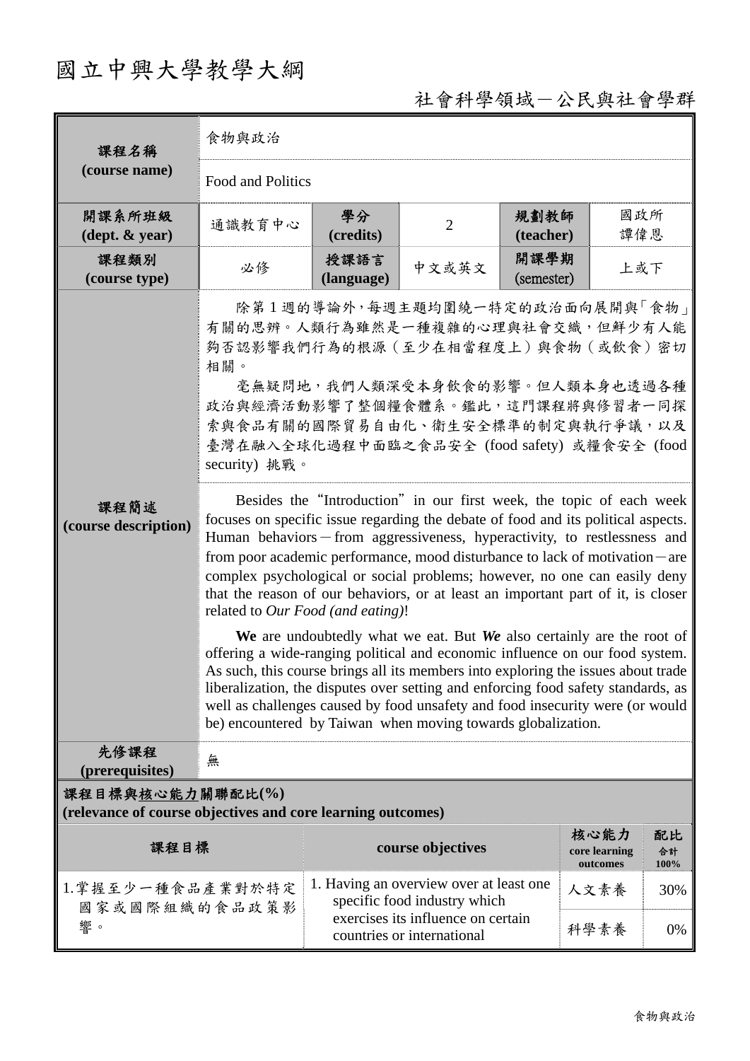# 國立中興大學教學大綱

## 社會科學領域－公民與社會學群

| | | | | | |
|---|---|---|---|---|---|
| **課程名稱 (course name)** | 食物與政治 | | | | |
| | Food and Politics | | | | |
| **開課系所班級 (dept. & year)** | 通識教育中心 | **學分 (credits)** | 2 | **規劃教師 (teacher)** | 國政所 譚偉恩 |
| **課程類別 (course type)** | 必修 | **授課語言 (language)** | 中文或英文 | **開課學期 (semester)** | 上或下 |
| **課程簡述 (course description)** | 除第1週的導論外，每週主題均圍繞一特定的政治面向展開與「食物」有關的思辨。人類行為雖然是一種複雜的心理與社會交織，但鮮少有人能夠否認影響我們行為的根源（至少在相當程度上）與食物（或飲食）密切相關。<br>毫無疑問地，我們人類深受本身飲食的影響。但人類本身也透過各種政治與經濟活動影響了整個糧食體系。鑑此，這門課程將與修習者一同探索與食品有關的國際貿易自由化、衛生安全標準的制定與執行爭議，以及臺灣在融入全球化過程中面臨之食品安全 (food safety) 或糧食安全 (food security) 挑戰。<br><br>Besides the "Introduction" in our first week, the topic of each week focuses on specific issue regarding the debate of food and its political aspects. Human behaviors－from aggressiveness, hyperactivity, to restlessness and from poor academic performance, mood disturbance to lack of motivation－are complex psychological or social problems; however, no one can easily deny that the reason of our behaviors, or at least an important part of it, is closer related to *Our Food (and eating)*!<br><br>***We*** are undoubtedly what we eat. But ***We*** also certainly are the root of offering a wide-ranging political and economic influence on our food system. As such, this course brings all its members into exploring the issues about trade liberalization, the disputes over setting and enforcing food safety standards, as well as challenges caused by food unsafety and food insecurity were (or would be) encountered by Taiwan when moving towards globalization. | | | | | |
| **先修課程 (prerequisites)** | 無 | | | | |

**課程目標與核心能力關聯配比(%)**
**(relevance of course objectives and core learning outcomes)**

| 課程目標 | course objectives | 核心能力 core learning outcomes | 配比 合計 100% |
|---|---|---|---|
| 1.掌握至少一種食品產業對於特定國家或國際組織的食品政策影響。 | 1. Having an overview over at least one specific food industry which exercises its influence on certain countries or international | 人文素養 | 30% |
| | | 科學素養 | 0% |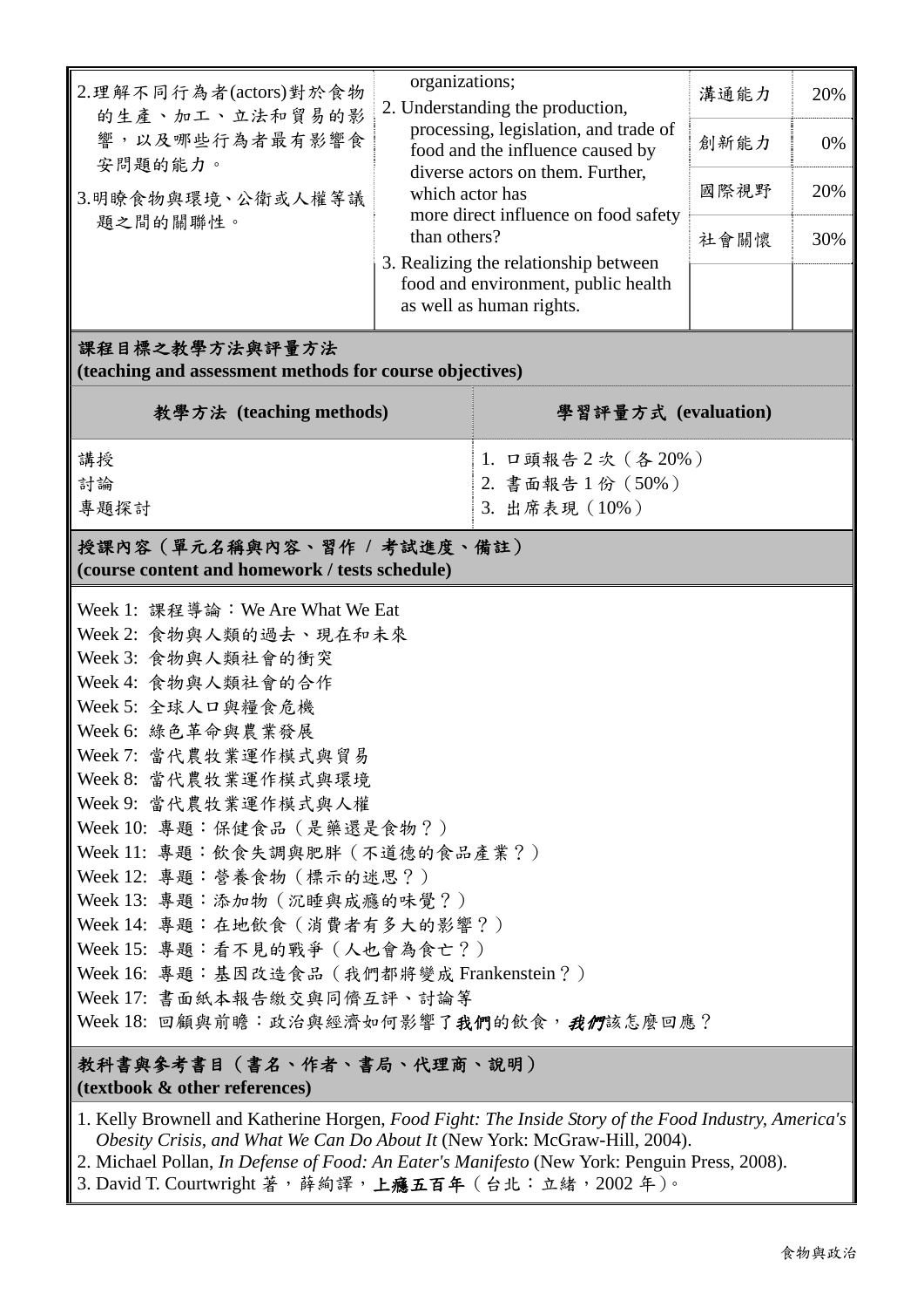| | | | |
|---|---|---|---|
| 2.理解不同行為者(actors)對於食物的生產、加工、立法和貿易的影響，以及哪些行為者最有影響食安問題的能力。<br>3.明瞭食物與環境、公衛或人權等議題之間的關聯性。 | organizations;<br>2. Understanding the production, processing, legislation, and trade of food and the influence caused by diverse actors on them. Further, which actor has more direct influence on food safety than others?<br>3. Realizing the relationship between food and environment, public health as well as human rights. | 溝通能力<br>創新能力<br>國際視野<br>社會關懷 | 20%<br>0%<br>20%<br>30% |

**課程目標之教學方法與評量方法**
**(teaching and assessment methods for course objectives)**

| 教學方法 (teaching methods) | 學習評量方式 (evaluation) |
|---|---|
| 講授<br>討論<br>專題探討 | 1. 口頭報告 2 次（各 20%）<br>2. 書面報告 1 份（50%）<br>3. 出席表現（10%） |

**授課內容（單元名稱與內容、習作 / 考試進度、備註）**
**(course content and homework / tests schedule)**

Week 1: 課程導論：We Are What We Eat
Week 2: 食物與人類的過去、現在和未來
Week 3: 食物與人類社會的衝突
Week 4: 食物與人類社會的合作
Week 5: 全球人口與糧食危機
Week 6: 綠色革命與農業發展
Week 7: 當代農牧業運作模式與貿易
Week 8: 當代農牧業運作模式與環境
Week 9: 當代農牧業運作模式與人權
Week 10: 專題：保健食品（是藥還是食物？）
Week 11: 專題：飲食失調與肥胖（不道德的食品產業？）
Week 12: 專題：營養食物（標示的迷思？）
Week 13: 專題：添加物（沉睡與成癮的味覺？）
Week 14: 專題：在地飲食（消費者有多大的影響？）
Week 15: 專題：看不見的戰爭（人也會為食亡？）
Week 16: 專題：基因改造食品（我們都將變成 Frankenstein？）
Week 17: 書面紙本報告繳交與同儕互評、討論等
Week 18: 回顧與前瞻：政治與經濟如何影響了**我們**的飲食，***我們***該怎麼回應？

**教科書與參考書目（書名、作者、書局、代理商、說明）**
**(textbook & other references)**

1. Kelly Brownell and Katherine Horgen, *Food Fight: The Inside Story of the Food Industry, America's Obesity Crisis, and What We Can Do About It* (New York: McGraw-Hill, 2004).
2. Michael Pollan, *In Defense of Food: An Eater's Manifesto* (New York: Penguin Press, 2008).
3. David T. Courtwright 著，薛絢譯，**上癮五百年**（台北：立緒，2002 年）。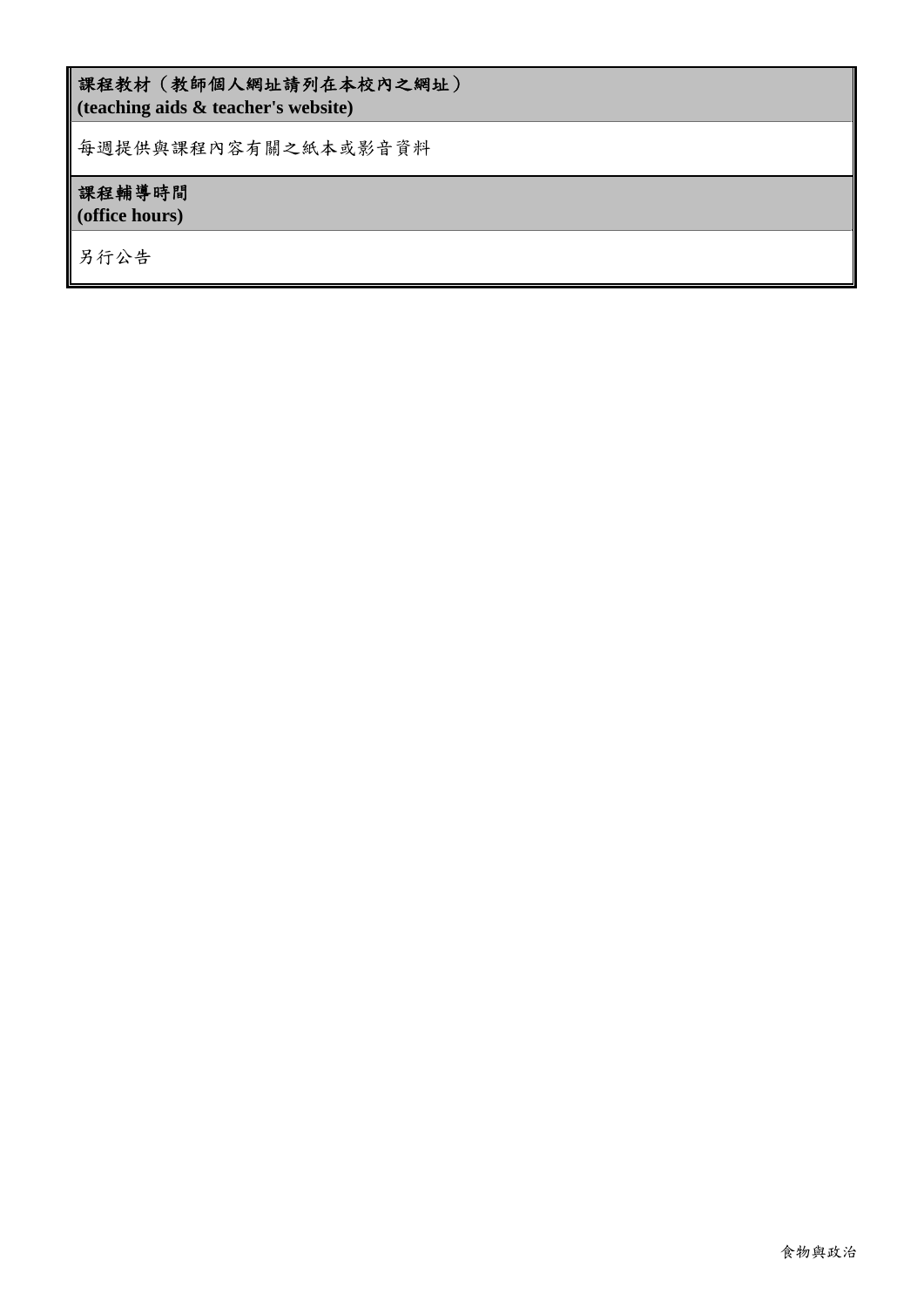| |
|---|
| **課程教材（教師個人網址請列在本校內之網址）**<br>**(teaching aids & teacher's website)** |
| 每週提供與課程內容有關之紙本或影音資料 |
| **課程輔導時間**<br>**(office hours)** |
| 另行公告 |